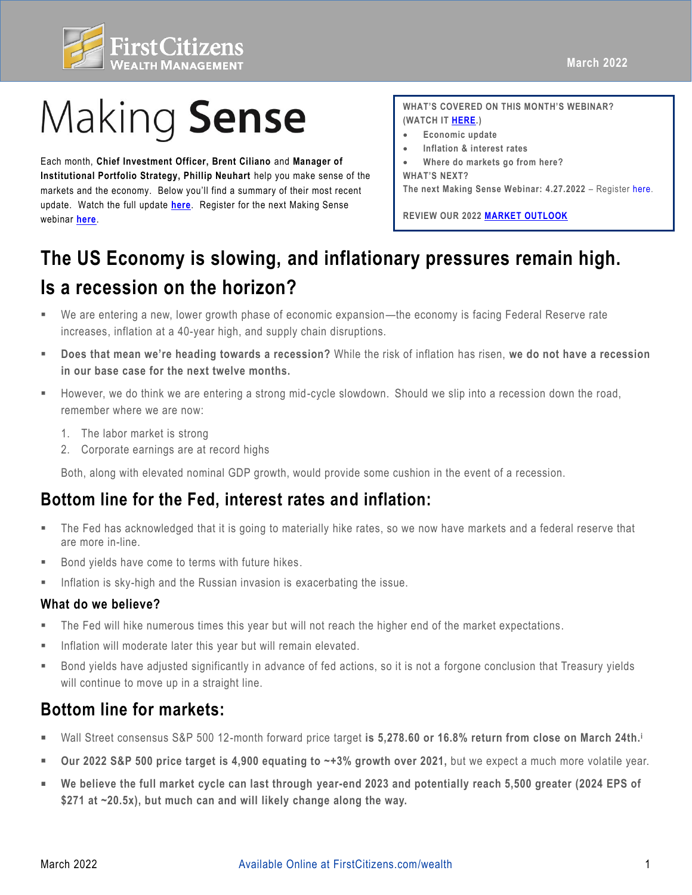First Citizens Wealth Management

March 2022

# Making Sense

Each month, **Chief Investment Officer, Brent Ciliano** and **Manager of Institutional Portfolio Strategy, Phillip Neuhart** help you make sense of the markets and the economy. Below you'll find a summary of their most recent update. Watch the full update **here**. Register for the next Making Sense webinar **here**.

**WHAT'S COVERED ON THIS MONTH'S WEBINAR? (WATCH IT HERE.)**

- **Economic update**
- **Inflation & interest rates**
- **Where do markets go from here?**

**WHAT'S NEXT?**

**The next Making Sense Webinar: 4.27.2022** – Register here.

**REVIEW OUR 2022 MARKET OUTLOOK**

## The US Economy is slowing, and inflationary pressures remain high. Is a recession on the horizon?

- We are entering a new, lower growth phase of economic expansion—the economy is facing Federal Reserve rate increases, inflation at a 40-year high, and supply chain disruptions.
- **Does that mean we're heading towards a recession?** While the risk of inflation has risen, **we do not have a recession in our base case for the next twelve months.**
- However, we do think we are entering a strong mid-cycle slowdown. Should we slip into a recession down the road, remember where we are now:
  1. The labor market is strong
  2. Corporate earnings are at record highs

  Both, along with elevated nominal GDP growth, would provide some cushion in the event of a recession.

## Bottom line for the Fed, interest rates and inflation:

- The Fed has acknowledged that it is going to materially hike rates, so we now have markets and a federal reserve that are more in-line.
- Bond yields have come to terms with future hikes.
- Inflation is sky-high and the Russian invasion is exacerbating the issue.

### What do we believe?

- The Fed will hike numerous times this year but will not reach the higher end of the market expectations.
- Inflation will moderate later this year but will remain elevated.
- Bond yields have adjusted significantly in advance of fed actions, so it is not a forgone conclusion that Treasury yields will continue to move up in a straight line.

## Bottom line for markets:

- Wall Street consensus S&P 500 12-month forward price target **is 5,278.60 or 16.8% return from close on March 24th.**[i]
- **Our 2022 S&P 500 price target is 4,900 equating to ~+3% growth over 2021,** but we expect a much more volatile year.
- **We believe the full market cycle can last through year-end 2023 and potentially reach 5,500 greater (2024 EPS of $271 at ~20.5x), but much can and will likely change along the way.**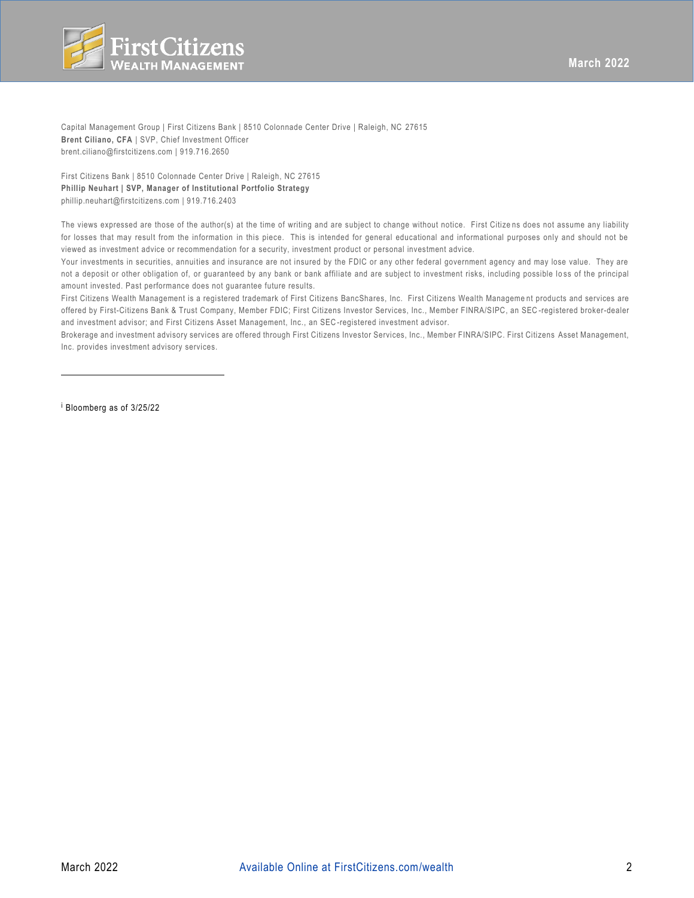Capital Management Group | First Citizens Bank | 8510 Colonnade Center Drive | Raleigh, NC 27615
**Brent Ciliano, CFA** | SVP, Chief Investment Officer
brent.ciliano@firstcitizens.com | 919.716.2650

First Citizens Bank | 8510 Colonnade Center Drive | Raleigh, NC 27615
**Phillip Neuhart | SVP, Manager of Institutional Portfolio Strategy**
phillip.neuhart@firstcitizens.com | 919.716.2403

The views expressed are those of the author(s) at the time of writing and are subject to change without notice. First Citizens does not assume any liability for losses that may result from the information in this piece. This is intended for general educational and informational purposes only and should not be viewed as investment advice or recommendation for a security, investment product or personal investment advice.

Your investments in securities, annuities and insurance are not insured by the FDIC or any other federal government agency and may lose value. They are not a deposit or other obligation of, or guaranteed by any bank or bank affiliate and are subject to investment risks, including possible loss of the principal amount invested. Past performance does not guarantee future results.

First Citizens Wealth Management is a registered trademark of First Citizens BancShares, Inc. First Citizens Wealth Management products and services are offered by First-Citizens Bank & Trust Company, Member FDIC; First Citizens Investor Services, Inc., Member FINRA/SIPC, an SEC-registered broker-dealer and investment advisor; and First Citizens Asset Management, Inc., an SEC-registered investment advisor.

Brokerage and investment advisory services are offered through First Citizens Investor Services, Inc., Member FINRA/SIPC. First Citizens Asset Management, Inc. provides investment advisory services.

---

[i] Bloomberg as of 3/25/22